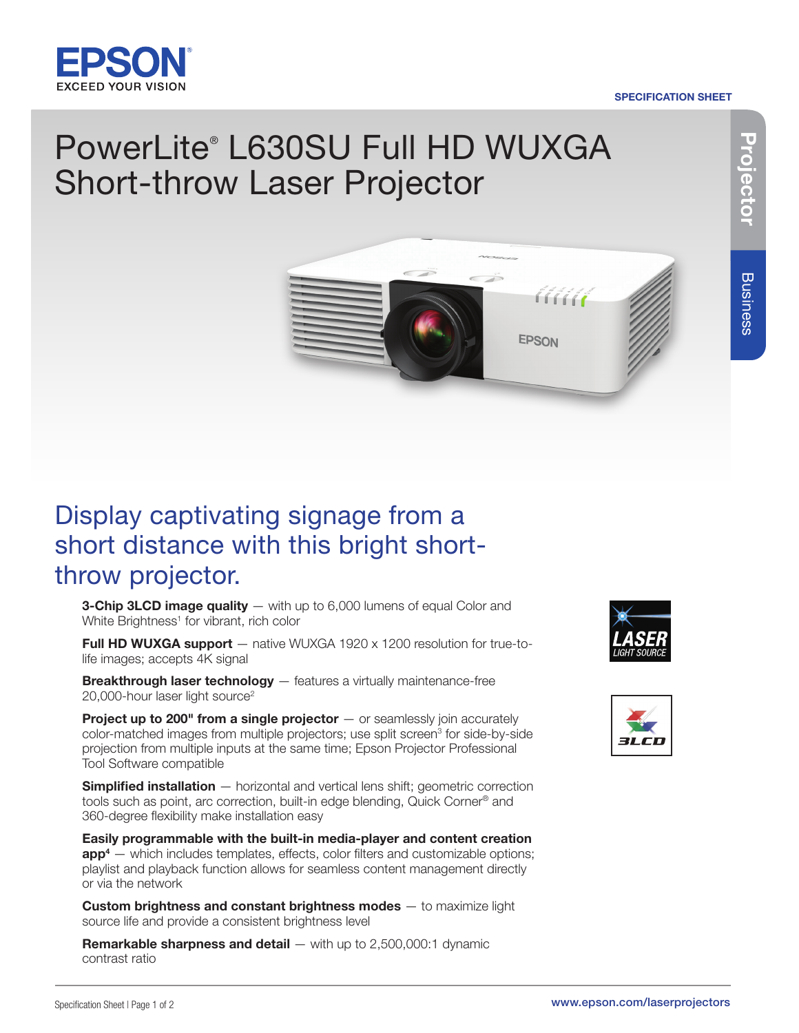SPECIFICATION SHEET

# PowerLite® L630SU Full HD WUXGA Short-throw Laser Projector

Projector

Business

## Display captivating signage from a short distance with this bright short-throw projector.

**3-Chip 3LCD image quality** — with up to 6,000 lumens of equal Color and White Brightness[1] for vibrant, rich color

**Full HD WUXGA support** — native WUXGA 1920 x 1200 resolution for true-to-life images; accepts 4K signal

**Breakthrough laser technology** — features a virtually maintenance-free 20,000-hour laser light source[2]

**Project up to 200" from a single projector** — or seamlessly join accurately color-matched images from multiple projectors; use split screen[3] for side-by-side projection from multiple inputs at the same time; Epson Projector Professional Tool Software compatible

**Simplified installation** — horizontal and vertical lens shift; geometric correction tools such as point, arc correction, built-in edge blending, Quick Corner® and 360-degree flexibility make installation easy

**Easily programmable with the built-in media-player and content creation app[4]** — which includes templates, effects, color filters and customizable options; playlist and playback function allows for seamless content management directly or via the network

**Custom brightness and constant brightness modes** — to maximize light source life and provide a consistent brightness level

**Remarkable sharpness and detail** — with up to 2,500,000:1 dynamic contrast ratio

www.epson.com/laserprojectors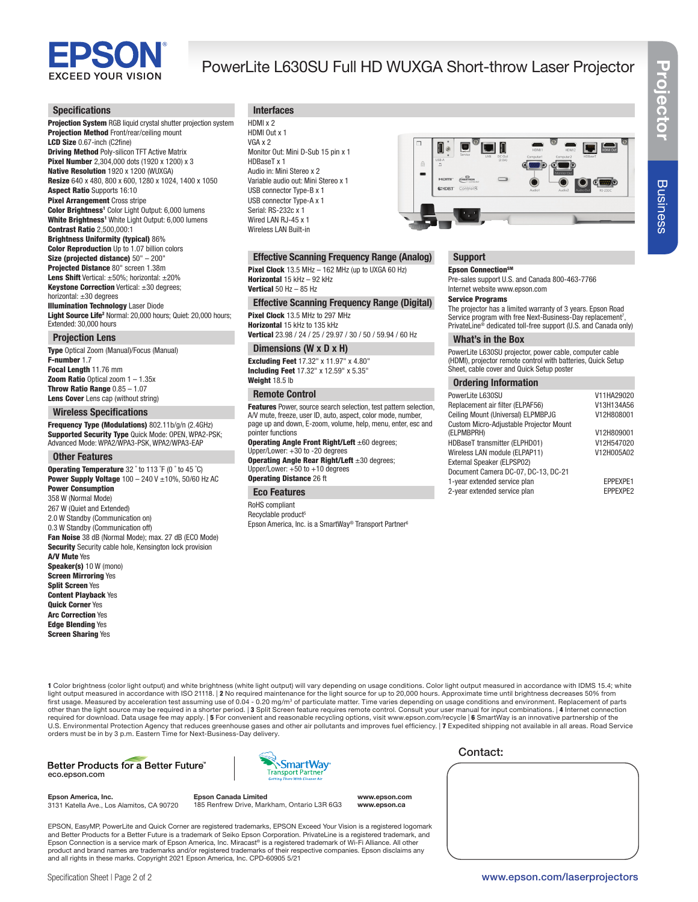# PowerLite L630SU Full HD WUXGA Short-throw Laser Projector

## Specifications

**Projection System** RGB liquid crystal shutter projection system
**Projection Method** Front/rear/ceiling mount
**LCD Size** 0.67-inch (C2fine)
**Driving Method** Poly-silicon TFT Active Matrix
**Pixel Number** 2,304,000 dots (1920 x 1200) x 3
**Native Resolution** 1920 x 1200 (WUXGA)
**Resize** 640 x 480, 800 x 600, 1280 x 1024, 1400 x 1050
**Aspect Ratio** Supports 16:10
**Pixel Arrangement** Cross stripe
**Color Brightness**[1] Color Light Output: 6,000 lumens
**White Brightness**[1] White Light Output: 6,000 lumens
**Contrast Ratio** 2,500,000:1
**Brightness Uniformity (typical)** 86%
**Color Reproduction** Up to 1.07 billion colors
**Size (projected distance)** 50" – 200"
**Projected Distance** 80" screen 1.38m
**Lens Shift** Vertical: ±50%; horizontal: ±20%
**Keystone Correction** Vertical: ±30 degrees; horizontal: ±30 degrees
**Illumination Technology** Laser Diode
**Light Source Life**[2] Normal: 20,000 hours; Quiet: 20,000 hours; Extended: 30,000 hours

## Projection Lens

**Type** Optical Zoom (Manual)/Focus (Manual)
**F-number** 1.7
**Focal Length** 11.76 mm
**Zoom Ratio** Optical zoom 1 – 1.35x
**Throw Ratio Range** 0.85 – 1.07
**Lens Cover** Lens cap (without string)

## Wireless Specifications

**Frequency Type (Modulations)** 802.11b/g/n (2.4GHz)
**Supported Security Type** Quick Mode: OPEN, WPA2-PSK; Advanced Mode: WPA2/WPA3-PSK, WPA2/WPA3-EAP

## Other Features

**Operating Temperature** 32 ˚ to 113 ˚F (0 ˚ to 45 ˚C)
**Power Supply Voltage** 100 – 240 V ±10%, 50/60 Hz AC
**Power Consumption**
358 W (Normal Mode)
267 W (Quiet and Extended)
2.0 W Standby (Communication on)
0.3 W Standby (Communication off)
**Fan Noise** 38 dB (Normal Mode); max. 27 dB (ECO Mode)
**Security** Security cable hole, Kensington lock provision
**A/V Mute** Yes
**Speaker(s)** 10 W (mono)
**Screen Mirroring** Yes
**Split Screen** Yes
**Content Playback** Yes
**Quick Corner** Yes
**Arc Correction** Yes
**Edge Blending** Yes
**Screen Sharing** Yes

## Interfaces

HDMI x 2
HDMI Out x 1
VGA x 2
Monitor Out: Mini D-Sub 15 pin x 1
HDBaseT x 1
Audio in: Mini Stereo x 2
Variable audio out: Mini Stereo x 1
USB connector Type-B x 1
USB connector Type-A x 1
Serial: RS-232c x 1
Wired LAN RJ-45 x 1
Wireless LAN Built-in

## Effective Scanning Frequency Range (Analog)

**Pixel Clock** 13.5 MHz – 162 MHz (up to UXGA 60 Hz)
**Horizontal** 15 kHz – 92 kHz
**Vertical** 50 Hz – 85 Hz

## Effective Scanning Frequency Range (Digital)

**Pixel Clock** 13.5 MHz to 297 MHz
**Horizontal** 15 kHz to 135 kHz
**Vertical** 23.98 / 24 / 25 / 29.97 / 30 / 50 / 59.94 / 60 Hz

## Dimensions (W x D x H)

**Excluding Feet** 17.32" x 11.97" x 4.80"
**Including Feet** 17.32" x 12.59" x 5.35"
**Weight** 18.5 lb

## Remote Control

**Features** Power, source search selection, test pattern selection, A/V mute, freeze, user ID, auto, aspect, color mode, number, page up and down, E-zoom, volume, help, menu, enter, esc and pointer functions
**Operating Angle Front Right/Left** ±60 degrees; Upper/Lower: +30 to -20 degrees
**Operating Angle Rear Right/Left** ±30 degrees; Upper/Lower: +50 to +10 degrees
**Operating Distance** 26 ft

## Eco Features

RoHS compliant
Recyclable product[5]
Epson America, Inc. is a SmartWay® Transport Partner[6]

## Support

**Epson Connection**℠
Pre-sales support U.S. and Canada 800-463-7766
Internet website www.epson.com

**Service Programs**
The projector has a limited warranty of 3 years. Epson Road Service program with free Next-Business-Day replacement[7], PrivateLine® dedicated toll-free support (U.S. and Canada only)

## What's in the Box

PowerLite L630SU projector, power cable, computer cable (HDMI), projector remote control with batteries, Quick Setup Sheet, cable cover and Quick Setup poster

## Ordering Information

| | |
|---|---|
| PowerLite L630SU | V11HA29020 |
| Replacement air filter (ELPAF56) | V13H134A56 |
| Ceiling Mount (Universal) ELPMBPJG | V12H808001 |
| Custom Micro-Adjustable Projector Mount (ELPMBPRH) | V12H809001 |
| HDBaseT transmitter (ELPHD01) | V12H547020 |
| Wireless LAN module (ELPAP11) | V12H005A02 |
| External Speaker (ELPSP02) | |
| Document Camera DC-07, DC-13, DC-21 | |
| 1-year extended service plan | EPPEXPE1 |
| 2-year extended service plan | EPPEXPE2 |

1 Color brightness (color light output) and white brightness (white light output) will vary depending on usage conditions. Color light output measured in accordance with IDMS 15.4; white light output measured in accordance with ISO 21118. | 2 No required maintenance for the light source for up to 20,000 hours. Approximate time until brightness decreases 50% from first usage. Measured by acceleration test assuming use of 0.04 - 0.20 mg/m³ of particulate matter. Time varies depending on usage conditions and environment. Replacement of parts other than the light source may be required in a shorter period. | 3 Split Screen feature requires remote control. Consult your user manual for input combinations. | 4 Internet connection required for download. Data usage fee may apply. | 5 For convenient and reasonable recycling options, visit www.epson.com/recycle | 6 SmartWay is an innovative partnership of the U.S. Environmental Protection Agency that reduces greenhouse gases and other air pollutants and improves fuel efficiency. | 7 Expedited shipping not available in all areas. Road Service orders must be in by 3 p.m. Eastern Time for Next-Business-Day delivery.

Better Products for a Better Future™
eco.epson.com

SmartWay® Transport Partner

Contact:

**Epson America, Inc.**
3131 Katella Ave., Los Alamitos, CA 90720

**Epson Canada Limited**
185 Renfrew Drive, Markham, Ontario L3R 6G3

**www.epson.com**
**www.epson.ca**

EPSON, EasyMP, PowerLite and Quick Corner are registered trademarks, EPSON Exceed Your Vision is a registered logomark and Better Products for a Better Future is a trademark of Seiko Epson Corporation. PrivateLine is a registered trademark, and Epson Connection is a service mark of Epson America, Inc. Miracast® is a registered trademark of Wi-Fi Alliance. All other product and brand names are trademarks and/or registered trademarks of their respective companies. Epson disclaims any and all rights in these marks. Copyright 2021 Epson America, Inc. CPD-60905 5/21

www.epson.com/laserprojectors